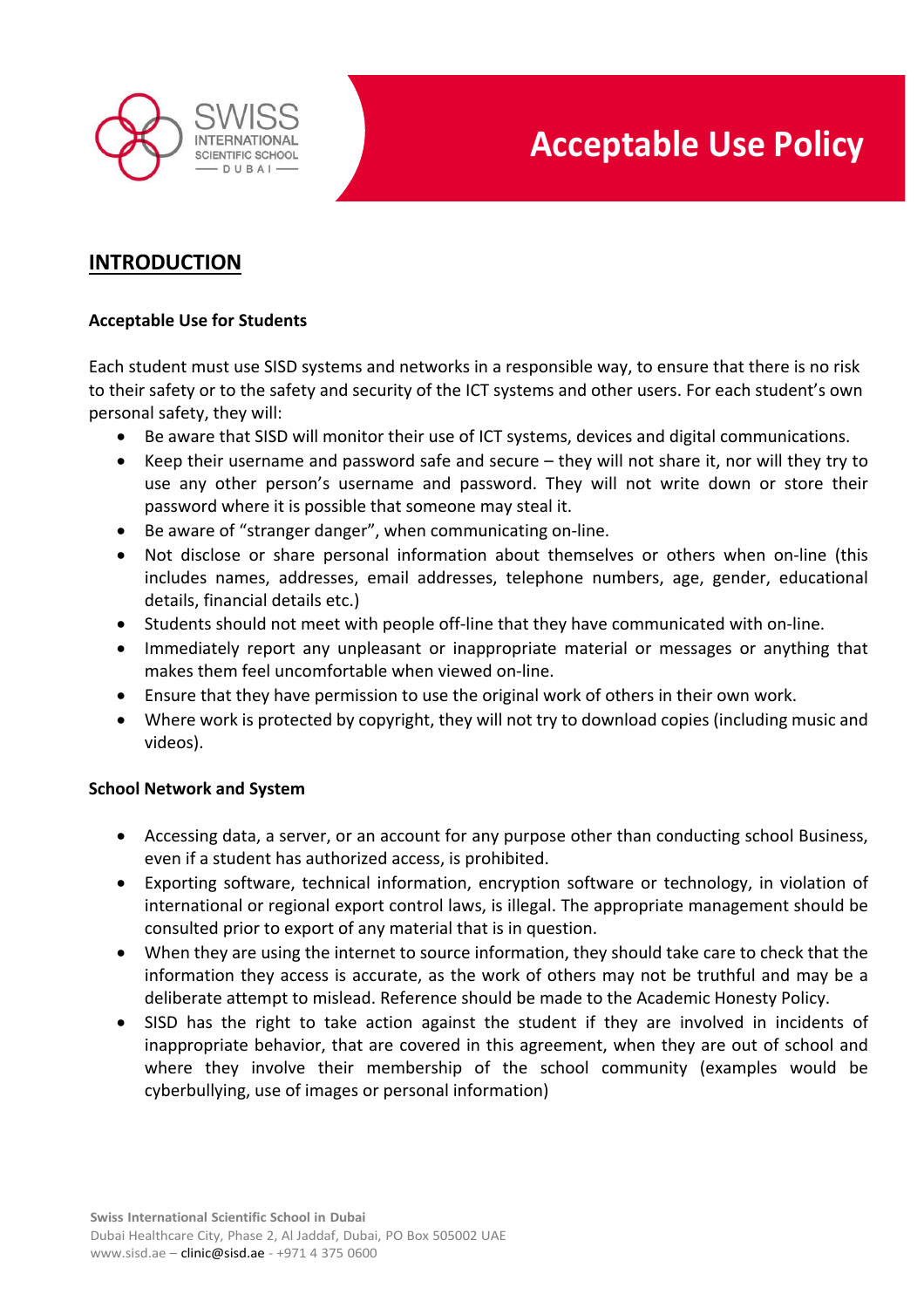# Acceptable Use Policy

## INTRODUCTION

**Acceptable Use for Students**

Each student must use SISD systems and networks in a responsible way, to ensure that there is no risk to their safety or to the safety and security of the ICT systems and other users. For each student's own personal safety, they will:

- Be aware that SISD will monitor their use of ICT systems, devices and digital communications.
- Keep their username and password safe and secure – they will not share it, nor will they try to use any other person's username and password. They will not write down or store their password where it is possible that someone may steal it.
- Be aware of "stranger danger", when communicating on-line.
- Not disclose or share personal information about themselves or others when on-line (this includes names, addresses, email addresses, telephone numbers, age, gender, educational details, financial details etc.)
- Students should not meet with people off-line that they have communicated with on-line.
- Immediately report any unpleasant or inappropriate material or messages or anything that makes them feel uncomfortable when viewed on-line.
- Ensure that they have permission to use the original work of others in their own work.
- Where work is protected by copyright, they will not try to download copies (including music and videos).

**School Network and System**

- Accessing data, a server, or an account for any purpose other than conducting school Business, even if a student has authorized access, is prohibited.
- Exporting software, technical information, encryption software or technology, in violation of international or regional export control laws, is illegal. The appropriate management should be consulted prior to export of any material that is in question.
- When they are using the internet to source information, they should take care to check that the information they access is accurate, as the work of others may not be truthful and may be a deliberate attempt to mislead. Reference should be made to the Academic Honesty Policy.
- SISD has the right to take action against the student if they are involved in incidents of inappropriate behavior, that are covered in this agreement, when they are out of school and where they involve their membership of the school community (examples would be cyberbullying, use of images or personal information)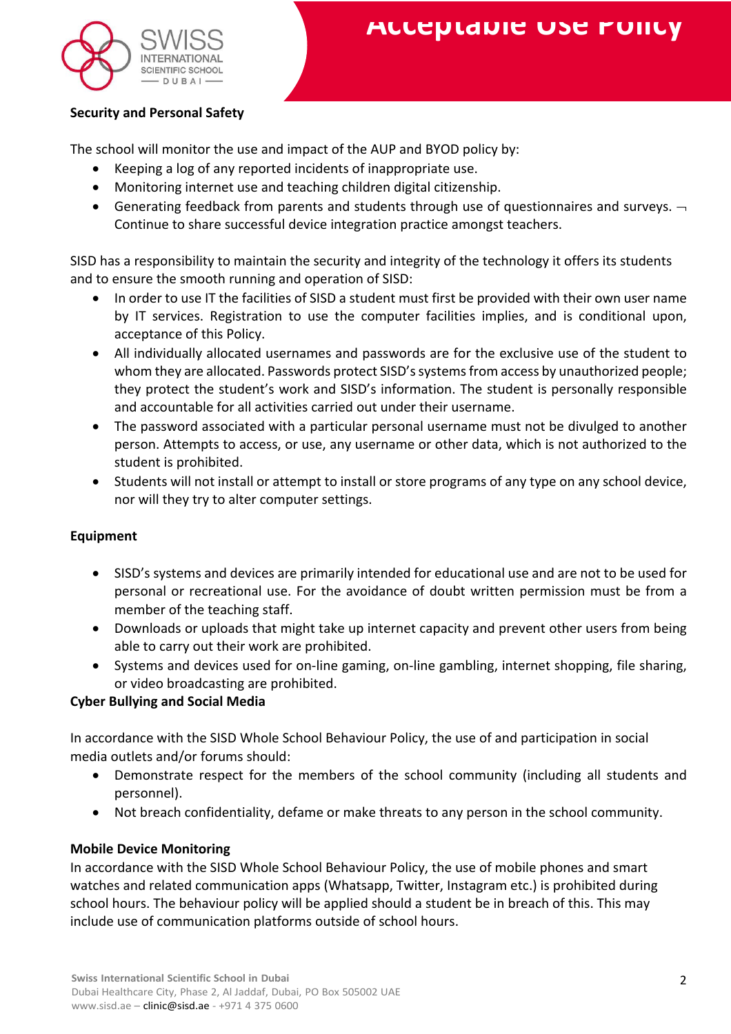### Security and Personal Safety

The school will monitor the use and impact of the AUP and BYOD policy by:

- Keeping a log of any reported incidents of inappropriate use.
- Monitoring internet use and teaching children digital citizenship.
- Generating feedback from parents and students through use of questionnaires and surveys. ¬ Continue to share successful device integration practice amongst teachers.

SISD has a responsibility to maintain the security and integrity of the technology it offers its students and to ensure the smooth running and operation of SISD:

- In order to use IT the facilities of SISD a student must first be provided with their own user name by IT services. Registration to use the computer facilities implies, and is conditional upon, acceptance of this Policy.
- All individually allocated usernames and passwords are for the exclusive use of the student to whom they are allocated. Passwords protect SISD's systems from access by unauthorized people; they protect the student's work and SISD's information. The student is personally responsible and accountable for all activities carried out under their username.
- The password associated with a particular personal username must not be divulged to another person. Attempts to access, or use, any username or other data, which is not authorized to the student is prohibited.
- Students will not install or attempt to install or store programs of any type on any school device, nor will they try to alter computer settings.

### Equipment

- SISD's systems and devices are primarily intended for educational use and are not to be used for personal or recreational use. For the avoidance of doubt written permission must be from a member of the teaching staff.
- Downloads or uploads that might take up internet capacity and prevent other users from being able to carry out their work are prohibited.
- Systems and devices used for on-line gaming, on-line gambling, internet shopping, file sharing, or video broadcasting are prohibited.

### Cyber Bullying and Social Media

In accordance with the SISD Whole School Behaviour Policy, the use of and participation in social media outlets and/or forums should:

- Demonstrate respect for the members of the school community (including all students and personnel).
- Not breach confidentiality, defame or make threats to any person in the school community.

### Mobile Device Monitoring

In accordance with the SISD Whole School Behaviour Policy, the use of mobile phones and smart watches and related communication apps (Whatsapp, Twitter, Instagram etc.) is prohibited during school hours. The behaviour policy will be applied should a student be in breach of this. This may include use of communication platforms outside of school hours.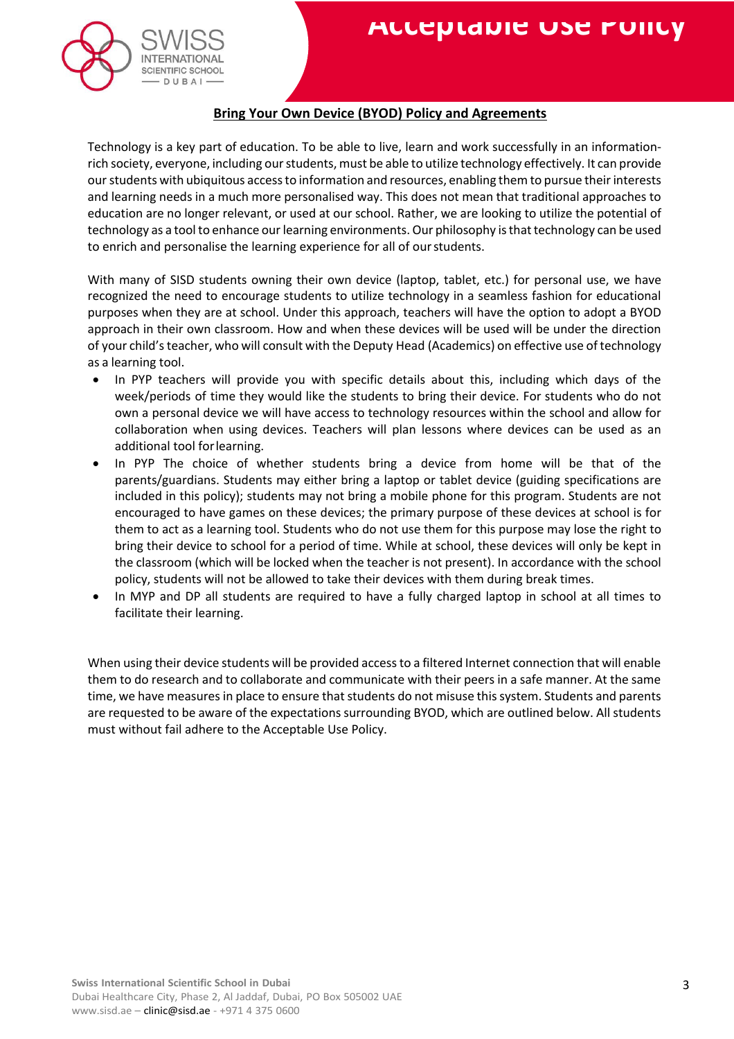## Bring Your Own Device (BYOD) Policy and Agreements

Technology is a key part of education. To be able to live, learn and work successfully in an information-rich society, everyone, including our students, must be able to utilize technology effectively. It can provide our students with ubiquitous access to information and resources, enabling them to pursue their interests and learning needs in a much more personalised way. This does not mean that traditional approaches to education are no longer relevant, or used at our school. Rather, we are looking to utilize the potential of technology as a tool to enhance our learning environments. Our philosophy is that technology can be used to enrich and personalise the learning experience for all of our students.

With many of SISD students owning their own device (laptop, tablet, etc.) for personal use, we have recognized the need to encourage students to utilize technology in a seamless fashion for educational purposes when they are at school. Under this approach, teachers will have the option to adopt a BYOD approach in their own classroom. How and when these devices will be used will be under the direction of your child's teacher, who will consult with the Deputy Head (Academics) on effective use of technology as a learning tool.

- In PYP teachers will provide you with specific details about this, including which days of the week/periods of time they would like the students to bring their device. For students who do not own a personal device we will have access to technology resources within the school and allow for collaboration when using devices. Teachers will plan lessons where devices can be used as an additional tool for learning.
- In PYP The choice of whether students bring a device from home will be that of the parents/guardians. Students may either bring a laptop or tablet device (guiding specifications are included in this policy); students may not bring a mobile phone for this program. Students are not encouraged to have games on these devices; the primary purpose of these devices at school is for them to act as a learning tool. Students who do not use them for this purpose may lose the right to bring their device to school for a period of time. While at school, these devices will only be kept in the classroom (which will be locked when the teacher is not present). In accordance with the school policy, students will not be allowed to take their devices with them during break times.
- In MYP and DP all students are required to have a fully charged laptop in school at all times to facilitate their learning.

When using their device students will be provided access to a filtered Internet connection that will enable them to do research and to collaborate and communicate with their peers in a safe manner. At the same time, we have measures in place to ensure that students do not misuse this system. Students and parents are requested to be aware of the expectations surrounding BYOD, which are outlined below. All students must without fail adhere to the Acceptable Use Policy.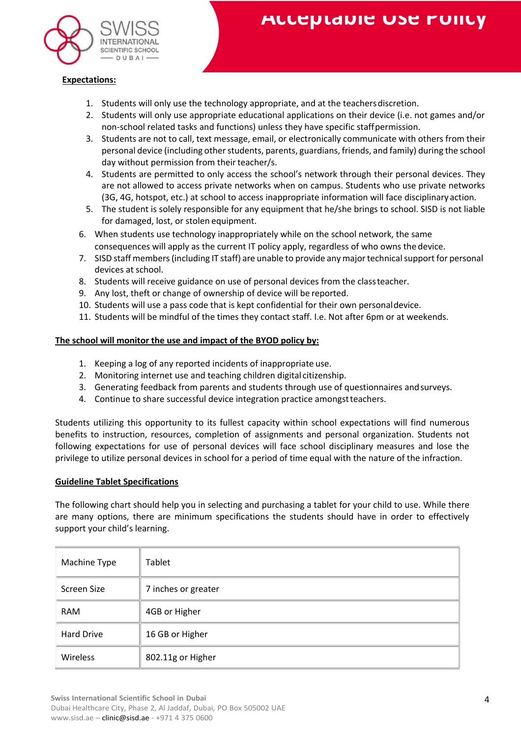**Expectations:**

1. Students will only use the technology appropriate, and at the teachers discretion.
2. Students will only use appropriate educational applications on their device (i.e. not games and/or non-school related tasks and functions) unless they have specific staff permission.
3. Students are not to call, text message, email, or electronically communicate with others from their personal device (including other students, parents, guardians, friends, and family) during the school day without permission from their teacher/s.
4. Students are permitted to only access the school's network through their personal devices. They are not allowed to access private networks when on campus. Students who use private networks (3G, 4G, hotspot, etc.) at school to access inappropriate information will face disciplinary action.
5. The student is solely responsible for any equipment that he/she brings to school. SISD is not liable for damaged, lost, or stolen equipment.
6. When students use technology inappropriately while on the school network, the same consequences will apply as the current IT policy apply, regardless of who owns the device.
7. SISD staff members (including IT staff) are unable to provide any major technical support for personal devices at school.
8. Students will receive guidance on use of personal devices from the class teacher.
9. Any lost, theft or change of ownership of device will be reported.
10. Students will use a pass code that is kept confidential for their own personal device.
11. Students will be mindful of the times they contact staff. I.e. Not after 6pm or at weekends.

**The school will monitor the use and impact of the BYOD policy by:**

1. Keeping a log of any reported incidents of inappropriate use.
2. Monitoring internet use and teaching children digital citizenship.
3. Generating feedback from parents and students through use of questionnaires and surveys.
4. Continue to share successful device integration practice amongst teachers.

Students utilizing this opportunity to its fullest capacity within school expectations will find numerous benefits to instruction, resources, completion of assignments and personal organization. Students not following expectations for use of personal devices will face school disciplinary measures and lose the privilege to utilize personal devices in school for a period of time equal with the nature of the infraction.

**Guideline Tablet Specifications**

The following chart should help you in selecting and purchasing a tablet for your child to use. While there are many options, there are minimum specifications the students should have in order to effectively support your child's learning.

| Machine Type | Tablet |
|---|---|
| Screen Size | 7 inches or greater |
| RAM | 4GB or Higher |
| Hard Drive | 16 GB or Higher |
| Wireless | 802.11g or Higher |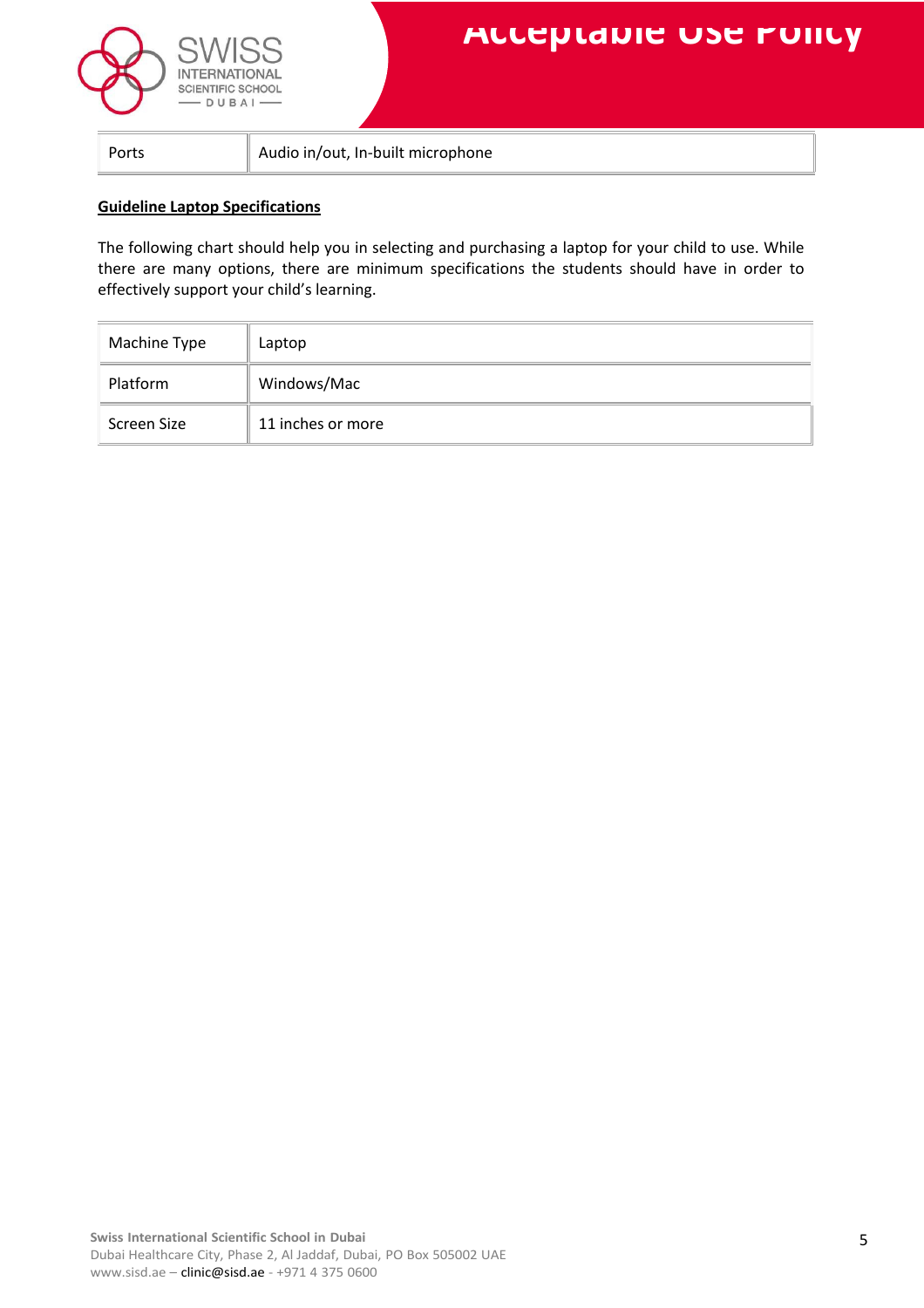| Ports | Audio in/out, In-built microphone |
| --- | --- |

**Guideline Laptop Specifications**

The following chart should help you in selecting and purchasing a laptop for your child to use. While there are many options, there are minimum specifications the students should have in order to effectively support your child's learning.

| Machine Type | Laptop |
| --- | --- |
| Platform | Windows/Mac |
| Screen Size | 11 inches or more |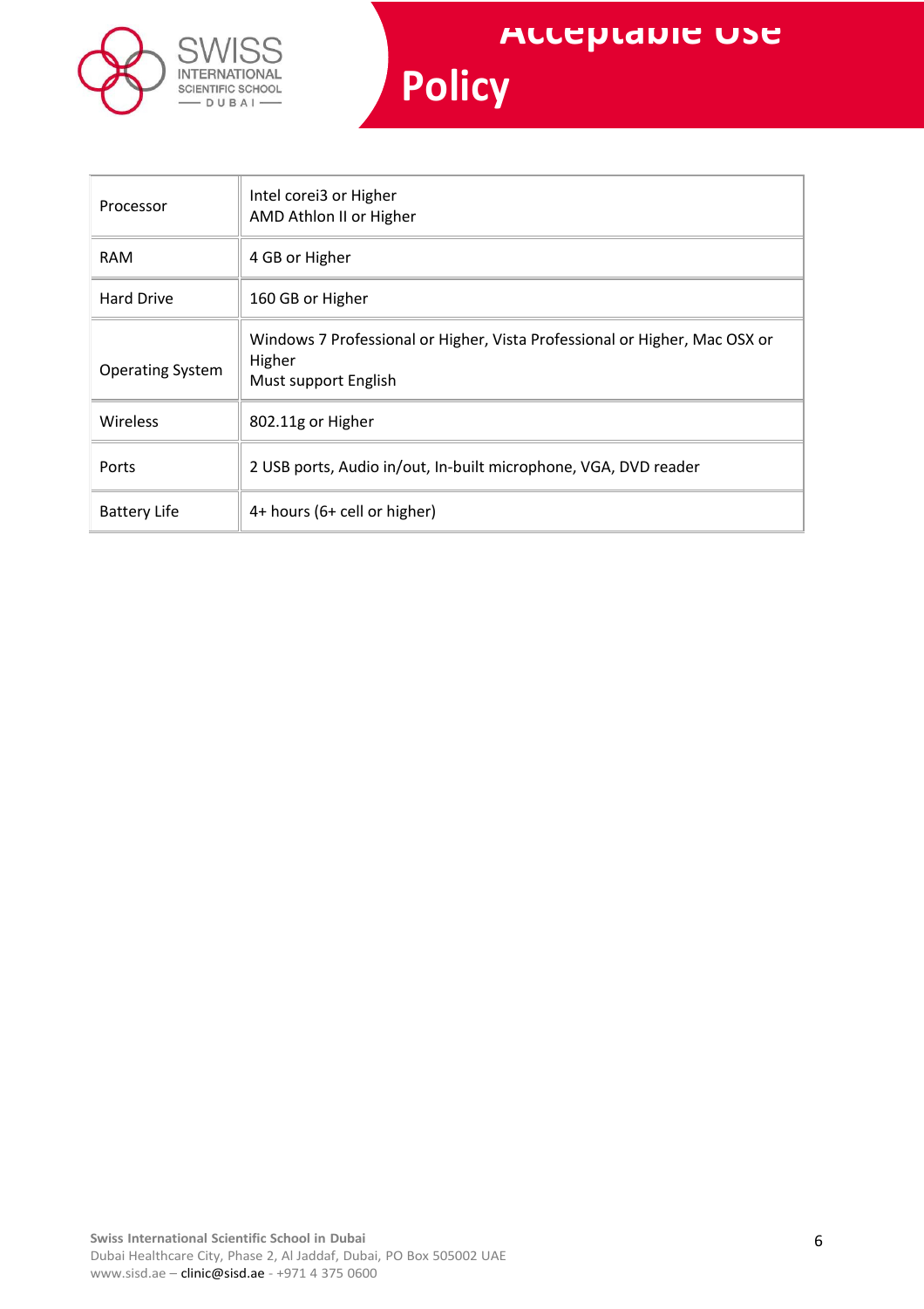| Processor | Intel corei3 or Higher<br>AMD Athlon II or Higher |
|---|---|
| RAM | 4 GB or Higher |
| Hard Drive | 160 GB or Higher |
| Operating System | Windows 7 Professional or Higher, Vista Professional or Higher, Mac OSX or Higher<br>Must support English |
| Wireless | 802.11g or Higher |
| Ports | 2 USB ports, Audio in/out, In-built microphone, VGA, DVD reader |
| Battery Life | 4+ hours (6+ cell or higher) |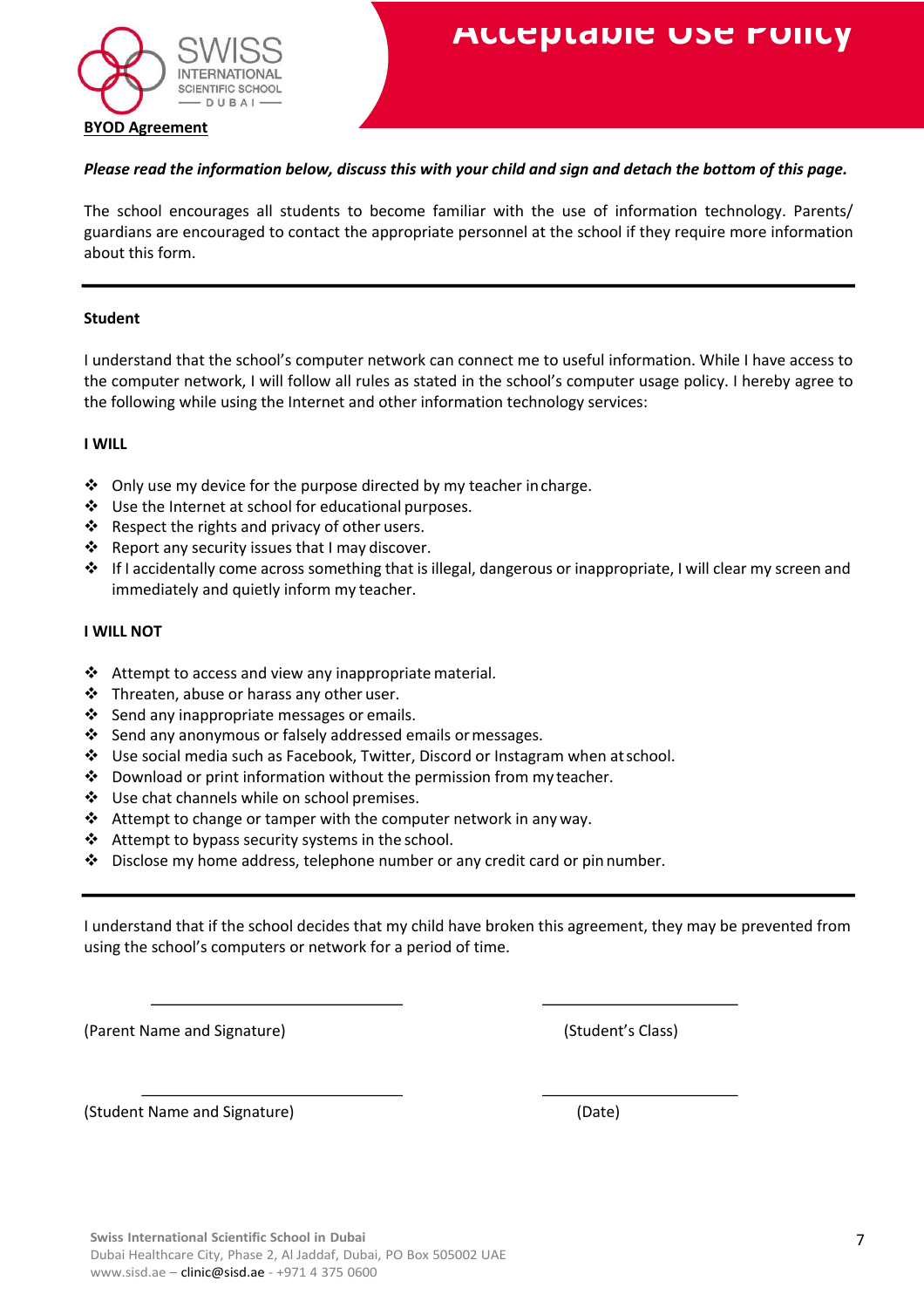# Acceptable Use Policy

**BYOD Agreement**

***Please read the information below, discuss this with your child and sign and detach the bottom of this page.***

The school encourages all students to become familiar with the use of information technology. Parents/ guardians are encouraged to contact the appropriate personnel at the school if they require more information about this form.

---

**Student**

I understand that the school's computer network can connect me to useful information. While I have access to the computer network, I will follow all rules as stated in the school's computer usage policy. I hereby agree to the following while using the Internet and other information technology services:

**I WILL**

- Only use my device for the purpose directed by my teacher in charge.
- Use the Internet at school for educational purposes.
- Respect the rights and privacy of other users.
- Report any security issues that I may discover.
- If I accidentally come across something that is illegal, dangerous or inappropriate, I will clear my screen and immediately and quietly inform my teacher.

**I WILL NOT**

- Attempt to access and view any inappropriate material.
- Threaten, abuse or harass any other user.
- Send any inappropriate messages or emails.
- Send any anonymous or falsely addressed emails or messages.
- Use social media such as Facebook, Twitter, Discord or Instagram when at school.
- Download or print information without the permission from my teacher.
- Use chat channels while on school premises.
- Attempt to change or tamper with the computer network in any way.
- Attempt to bypass security systems in the school.
- Disclose my home address, telephone number or any credit card or pin number.

---

I understand that if the school decides that my child have broken this agreement, they may be prevented from using the school's computers or network for a period of time.

______________________________ ______________________

(Parent Name and Signature) (Student's Class)

______________________________ ______________________

(Student Name and Signature) (Date)

**Swiss International Scientific School in Dubai**
Dubai Healthcare City, Phase 2, Al Jaddaf, Dubai, PO Box 505002 UAE
www.sisd.ae – clinic@sisd.ae - +971 4 375 0600